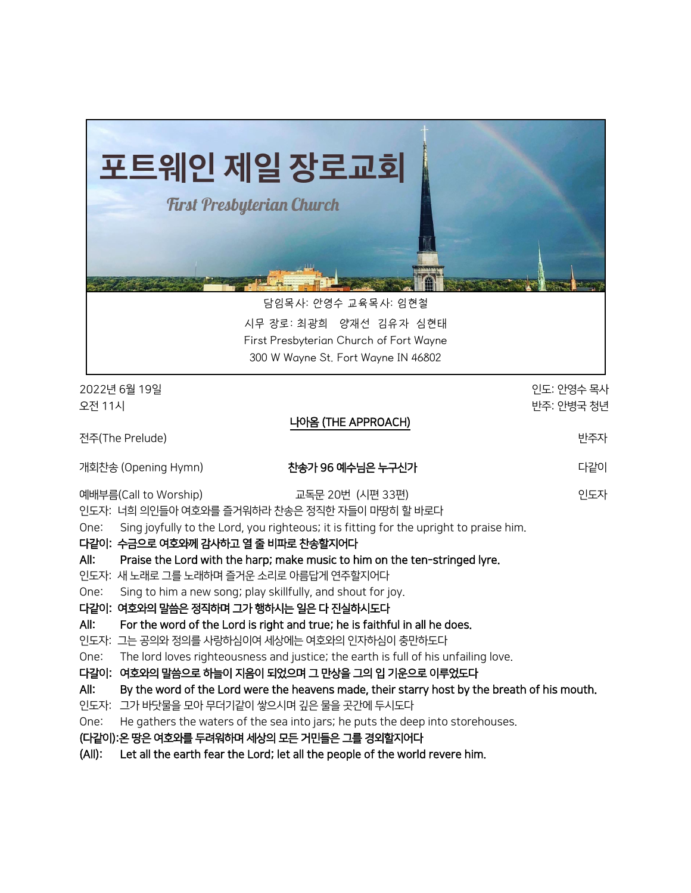# 포트웨인 제일 장로교회

*First Presbyterian Church*

담임목사: 안영수 교육목사: 임현철

시무 장로: 최광희  양재선  김유자  심현태

First Presbyterian Church of Fort Wayne

300 W Wayne St. Fort Wayne IN 46802

2022년 6월 19일  
오전 11시

인도: 안영수 목사  
반주: 안병국 청년

## 나아옴 (THE APPROACH)

전주(The Prelude) — 반주자

개회찬송 (Opening Hymn) — **찬송가 96 예수님은 누구신가** — 다같이

예배부름(Call to Worship) — 교독문 20번 (시편 33편) — 인도자

인도자: 너희 의인들아 여호와를 즐거워하라 찬송은 정직한 자들이 마땅히 할 바로다

One: Sing joyfully to the Lord, you righteous; it is fitting for the upright to praise him.

**다같이: 수금으로 여호와께 감사하고 열 줄 비파로 찬송할지어다**

**All: Praise the Lord with the harp; make music to him on the ten-stringed lyre.**

인도자: 새 노래로 그를 노래하며 즐거운 소리로 아름답게 연주할지어다

One: Sing to him a new song; play skillfully, and shout for joy.

**다같이: 여호와의 말씀은 정직하며 그가 행하시는 일은 다 진실하시도다**

**All: For the word of the Lord is right and true; he is faithful in all he does.**

인도자: 그는 공의와 정의를 사랑하심이여 세상에는 여호와의 인자하심이 충만하도다

One: The lord loves righteousness and justice; the earth is full of his unfailing love.

**다같이: 여호와의 말씀으로 하늘이 지음이 되었으며 그 만상을 그의 입 기운으로 이루었도다**

**All: By the word of the Lord were the heavens made, their starry host by the breath of his mouth.**

인도자: 그가 바닷물을 모아 무더기같이 쌓으시며 깊은 물을 곳간에 두시도다

One: He gathers the waters of the sea into jars; he puts the deep into storehouses.

**(다같이):온 땅은 여호와를 두려워하며 세상의 모든 거민들은 그를 경외할지어다**

**(All): Let all the earth fear the Lord; let all the people of the world revere him.**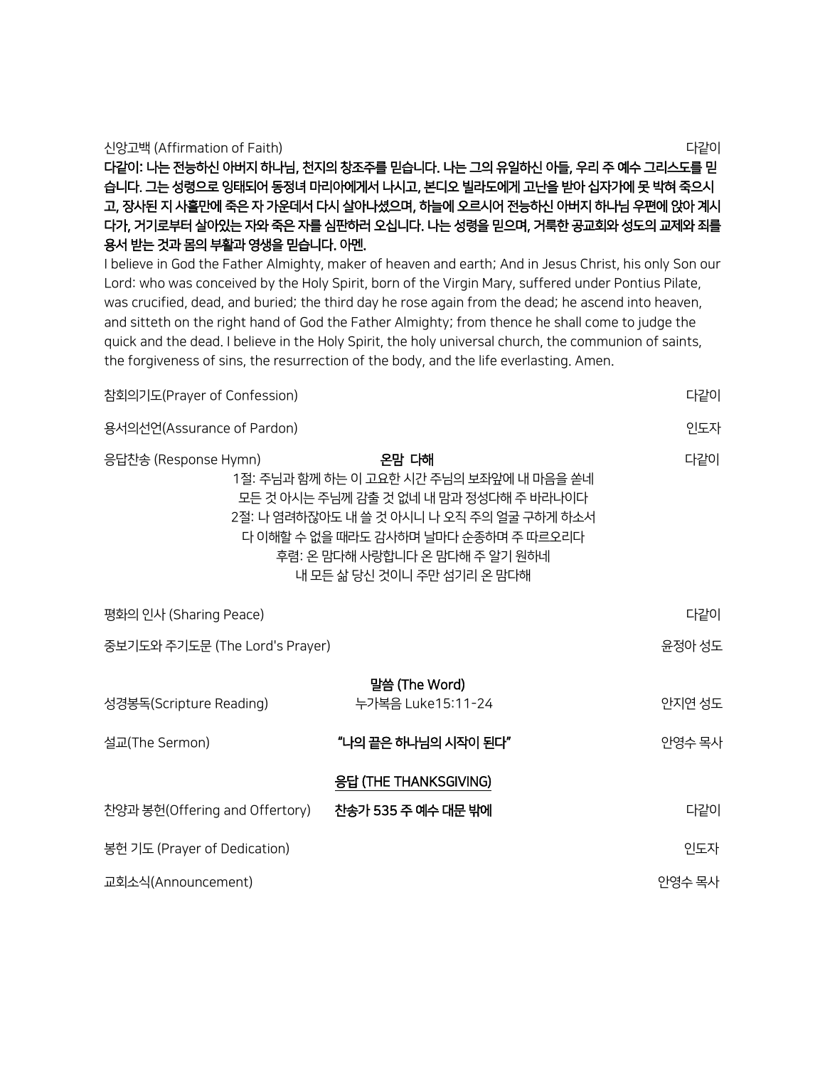신앙고백 (Affirmation of Faith) 다같이

**다같이: 나는 전능하신 아버지 하나님, 천지의 창조주를 믿습니다. 나는 그의 유일하신 아들, 우리 주 예수 그리스도를 믿습니다. 그는 성령으로 잉태되어 동정녀 마리아에게서 나시고, 본디오 빌라도에게 고난을 받아 십자가에 못 박혀 죽으시고, 장사된 지 사흘만에 죽은 자 가운데서 다시 살아나셨으며, 하늘에 오르시어 전능하신 아버지 하나님 우편에 앉아 계시다가, 거기로부터 살아있는 자와 죽은 자를 심판하러 오십니다. 나는 성령을 믿으며, 거룩한 공교회와 성도의 교제와 죄를 용서 받는 것과 몸의 부활과 영생을 믿습니다. 아멘.**

I believe in God the Father Almighty, maker of heaven and earth; And in Jesus Christ, his only Son our Lord: who was conceived by the Holy Spirit, born of the Virgin Mary, suffered under Pontius Pilate, was crucified, dead, and buried; the third day he rose again from the dead; he ascend into heaven, and sitteth on the right hand of God the Father Almighty; from thence he shall come to judge the quick and the dead. I believe in the Holy Spirit, the holy universal church, the communion of saints, the forgiveness of sins, the resurrection of the body, and the life everlasting. Amen.

참회의기도(Prayer of Confession) 다같이

용서의선언(Assurance of Pardon) 인도자

응답찬송 (Response Hymn) **온맘 다해** 다같이

1절: 주님과 함께 하는 이 고요한 시간 주님의 보좌앞에 내 마음을 쏟네
모든 것 아시는 주님께 감출 것 없네 내 맘과 정성다해 주 바라나이다
2절: 나 염려하잖아도 내 쓸 것 아시니 나 오직 주의 얼굴 구하게 하소서
다 이해할 수 없을 때라도 감사하며 날마다 순종하며 주 따르오리다
후렴: 온 맘다해 사랑합니다 온 맘다해 주 알기 원하네
내 모든 삶 당신 것이니 주만 섬기리 온 맘다해

평화의 인사 (Sharing Peace) 다같이

중보기도와 주기도문 (The Lord's Prayer) 윤정아 성도

**말씀 (The Word)**

성경봉독(Scripture Reading) 누가복음 Luke15:11-24 안지연 성도

설교(The Sermon) **"나의 끝은 하나님의 시작이 된다"** 안영수 목사

**응답 (THE THANKSGIVING)**

찬양과 봉헌(Offering and Offertory) **찬송가 535 주 예수 대문 밖에** 다같이

봉헌 기도 (Prayer of Dedication) 인도자

교회소식(Announcement) 안영수 목사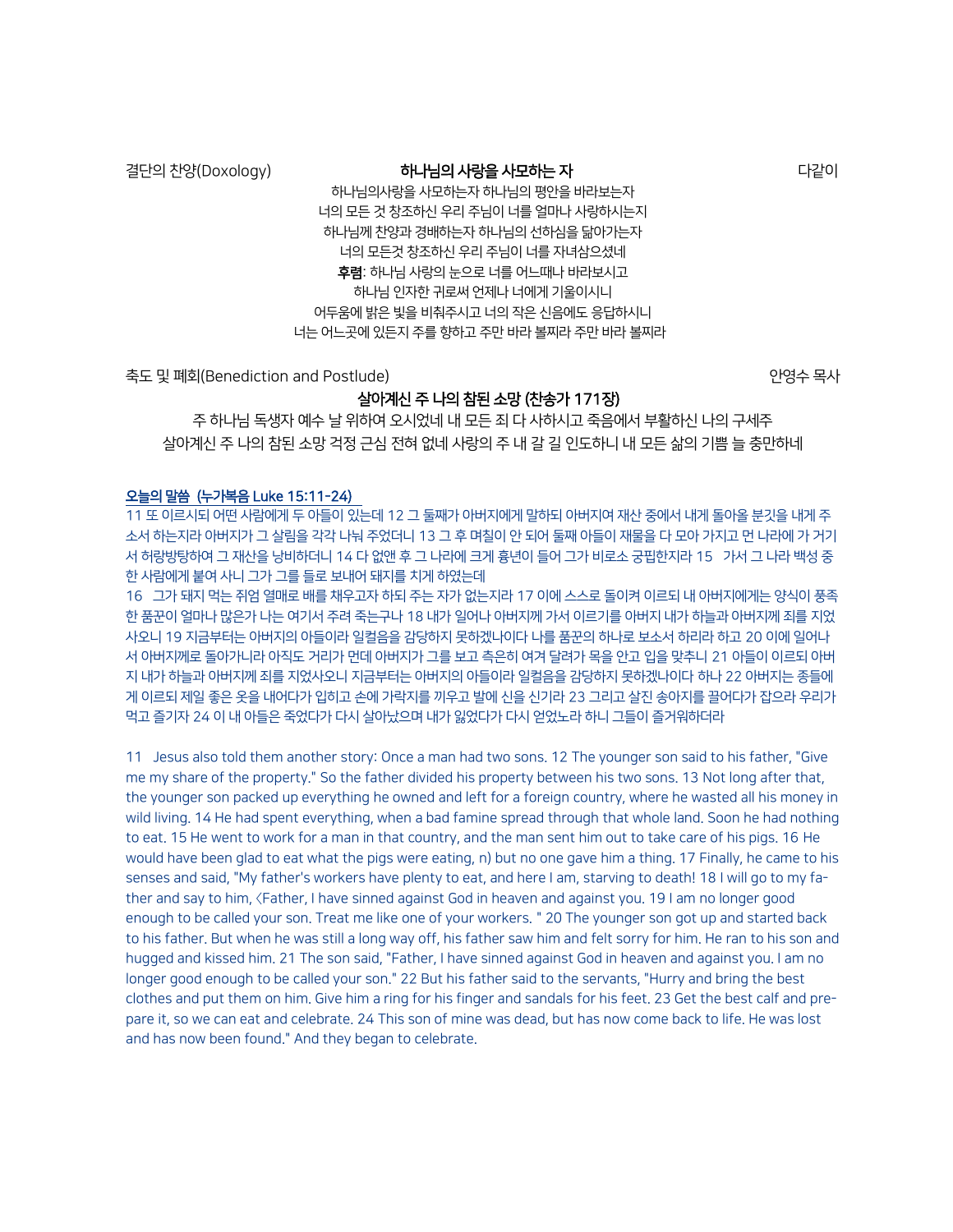결단의 찬양(Doxology) **하나님의 사랑을 사모하는 자** 다같이

하나님의사랑을 사모하는자 하나님의 평안을 바라보는자
너의 모든 것 창조하신 우리 주님이 너를 얼마나 사랑하시는지
하나님께 찬양과 경배하는자 하나님의 선하심을 닮아가는자
너의 모든것 창조하신 우리 주님이 너를 자녀삼으셨네
**후렴**: 하나님 사랑의 눈으로 너를 어느때나 바라보시고
하나님 인자한 귀로써 언제나 너에게 기울이시니
어두움에 밝은 빛을 비춰주시고 너의 작은 신음에도 응답하시니
너는 어느곳에 있든지 주를 향하고 주만 바라 볼찌라 주만 바라 볼찌라

축도 및 폐회(Benediction and Postlude) 안영수 목사

**살아계신 주 나의 참된 소망 (찬송가 171장)**

주 하나님 독생자 예수 날 위하여 오시었네 내 모든 죄 다 사하시고 죽음에서 부활하신 나의 구세주
살아계신 주 나의 참된 소망 걱정 근심 전혀 없네 사랑의 주 내 갈 길 인도하니 내 모든 삶의 기쁨 늘 충만하네

**오늘의 말씀 (누가복음 Luke 15:11-24)**

11 또 이르시되 어떤 사람에게 두 아들이 있는데 12 그 둘째가 아버지에게 말하되 아버지여 재산 중에서 내게 돌아올 분깃을 내게 주소서 하는지라 아버지가 그 살림을 각각 나눠 주었더니 13 그 후 며칠이 안 되어 둘째 아들이 재물을 다 모아 가지고 먼 나라에 가 거기서 허랑방탕하여 그 재산을 낭비하더니 14 다 없앤 후 그 나라에 크게 흉년이 들어 그가 비로소 궁핍한지라 15 가서 그 나라 백성 중 한 사람에게 붙여 사니 그가 그를 들로 보내어 돼지를 치게 하였는데
16 그가 돼지 먹는 쥐엄 열매로 배를 채우고자 하되 주는 자가 없는지라 17 이에 스스로 돌이켜 이르되 내 아버지에게는 양식이 풍족한 품꾼이 얼마나 많은가 나는 여기서 주려 죽는구나 18 내가 일어나 아버지께 가서 이르기를 아버지 내가 하늘과 아버지께 죄를 지었사오니 19 지금부터는 아버지의 아들이라 일컬음을 감당하지 못하겠나이다 나를 품꾼의 하나로 보소서 하리라 하고 20 이에 일어나서 아버지께로 돌아가니라 아직도 거리가 먼데 아버지가 그를 보고 측은히 여겨 달려가 목을 안고 입을 맞추니 21 아들이 이르되 아버지 내가 하늘과 아버지께 죄를 지었사오니 지금부터는 아버지의 아들이라 일컬음을 감당하지 못하겠나이다 하나 22 아버지는 종들에게 이르되 제일 좋은 옷을 내어다가 입히고 손에 가락지를 끼우고 발에 신을 신기라 23 그리고 살진 송아지를 끌어다가 잡으라 우리가 먹고 즐기자 24 이 내 아들은 죽었다가 다시 살아났으며 내가 잃었다가 다시 얻었노라 하니 그들이 즐거워하더라

11 Jesus also told them another story: Once a man had two sons. 12 The younger son said to his father, "Give me my share of the property." So the father divided his property between his two sons. 13 Not long after that, the younger son packed up everything he owned and left for a foreign country, where he wasted all his money in wild living. 14 He had spent everything, when a bad famine spread through that whole land. Soon he had nothing to eat. 15 He went to work for a man in that country, and the man sent him out to take care of his pigs. 16 He would have been glad to eat what the pigs were eating, n) but no one gave him a thing. 17 Finally, he came to his senses and said, "My father's workers have plenty to eat, and here I am, starving to death! 18 I will go to my father and say to him, <Father, I have sinned against God in heaven and against you. 19 I am no longer good enough to be called your son. Treat me like one of your workers. " 20 The younger son got up and started back to his father. But when he was still a long way off, his father saw him and felt sorry for him. He ran to his son and hugged and kissed him. 21 The son said, "Father, I have sinned against God in heaven and against you. I am no longer good enough to be called your son." 22 But his father said to the servants, "Hurry and bring the best clothes and put them on him. Give him a ring for his finger and sandals for his feet. 23 Get the best calf and prepare it, so we can eat and celebrate. 24 This son of mine was dead, but has now come back to life. He was lost and has now been found." And they began to celebrate.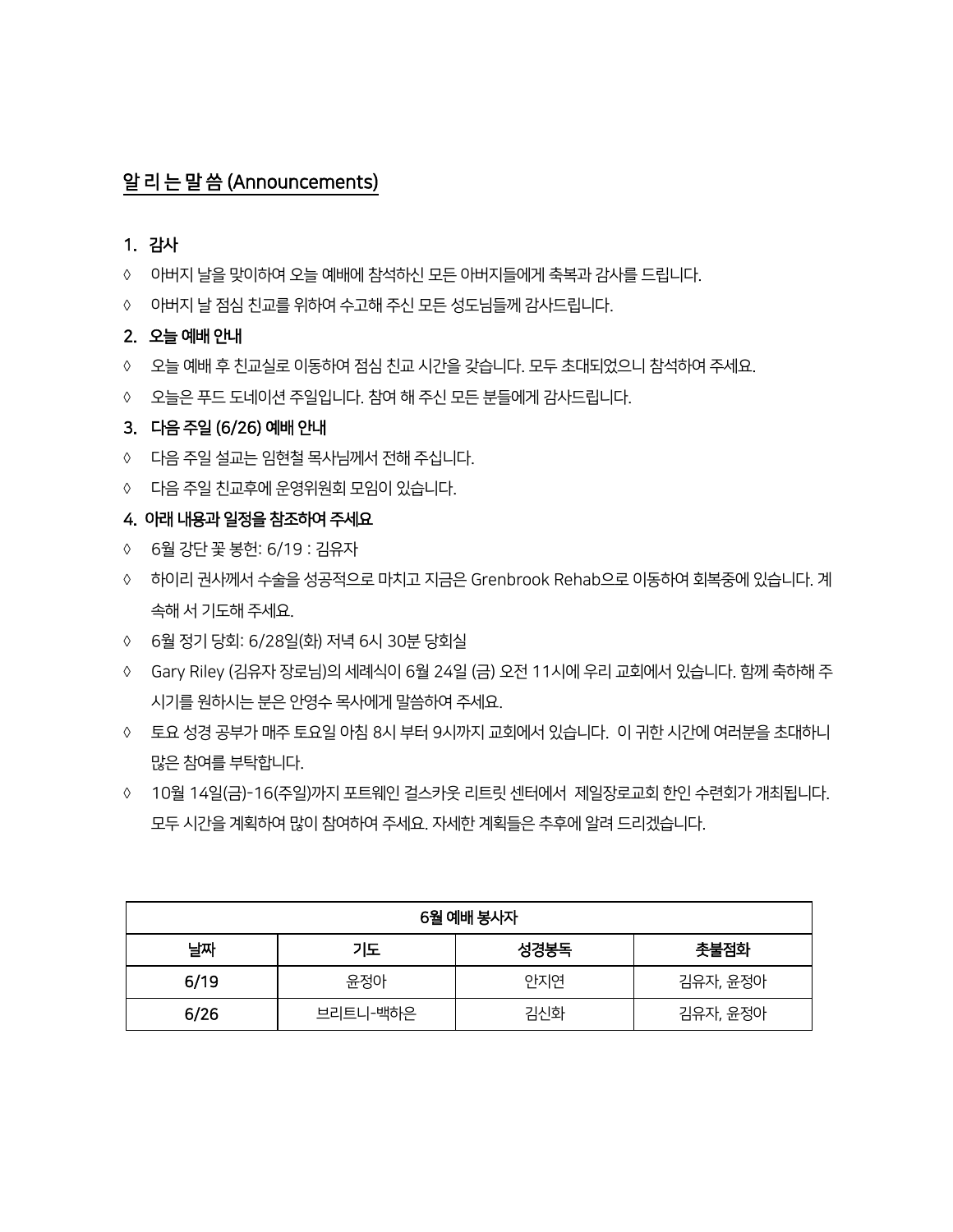## 알 리 는 말 씀 (Announcements)

### 1. 감사

◊ 아버지 날을 맞이하여 오늘 예배에 참석하신 모든 아버지들에게 축복과 감사를 드립니다.

◊ 아버지 날 점심 친교를 위하여 수고해 주신 모든 성도님들께 감사드립니다.

### 2. 오늘 예배 안내

◊ 오늘 예배 후 친교실로 이동하여 점심 친교 시간을 갖습니다. 모두 초대되었으니 참석하여 주세요.

◊ 오늘은 푸드 도네이션 주일입니다. 참여 해 주신 모든 분들에게 감사드립니다.

### 3. 다음 주일 (6/26) 예배 안내

◊ 다음 주일 설교는 임현철 목사님께서 전해 주십니다.

◊ 다음 주일 친교후에 운영위원회 모임이 있습니다.

### 4. 아래 내용과 일정을 참조하여 주세요

◊ 6월 강단 꽃 봉헌: 6/19 : 김유자

◊ 하이리 권사께서 수술을 성공적으로 마치고 지금은 Grenbrook Rehab으로 이동하여 회복중에 있습니다. 계속해 서 기도해 주세요.

◊ 6월 정기 당회: 6/28일(화) 저녁 6시 30분 당회실

◊ Gary Riley (김유자 장로님)의 세례식이 6월 24일 (금) 오전 11시에 우리 교회에서 있습니다. 함께 축하해 주시기를 원하시는 분은 안영수 목사에게 말씀하여 주세요.

◊ 토요 성경 공부가 매주 토요일 아침 8시 부터 9시까지 교회에서 있습니다.  이 귀한 시간에 여러분을 초대하니 많은 참여를 부탁합니다.

◊ 10월 14일(금)-16(주일)까지 포트웨인 걸스카웃 리트릿 센터에서  제일장로교회 한인 수련회가 개최됩니다. 모두 시간을 계획하여 많이 참여하여 주세요. 자세한 계획들은 추후에 알려 드리겠습니다.

| 6월 예배 봉사자 | | | |
|---|---|---|---|
| 날짜 | 기도 | 성경봉독 | 촛불점화 |
| 6/19 | 윤정아 | 안지연 | 김유자, 윤정아 |
| 6/26 | 브리트니-백하은 | 김신화 | 김유자, 윤정아 |